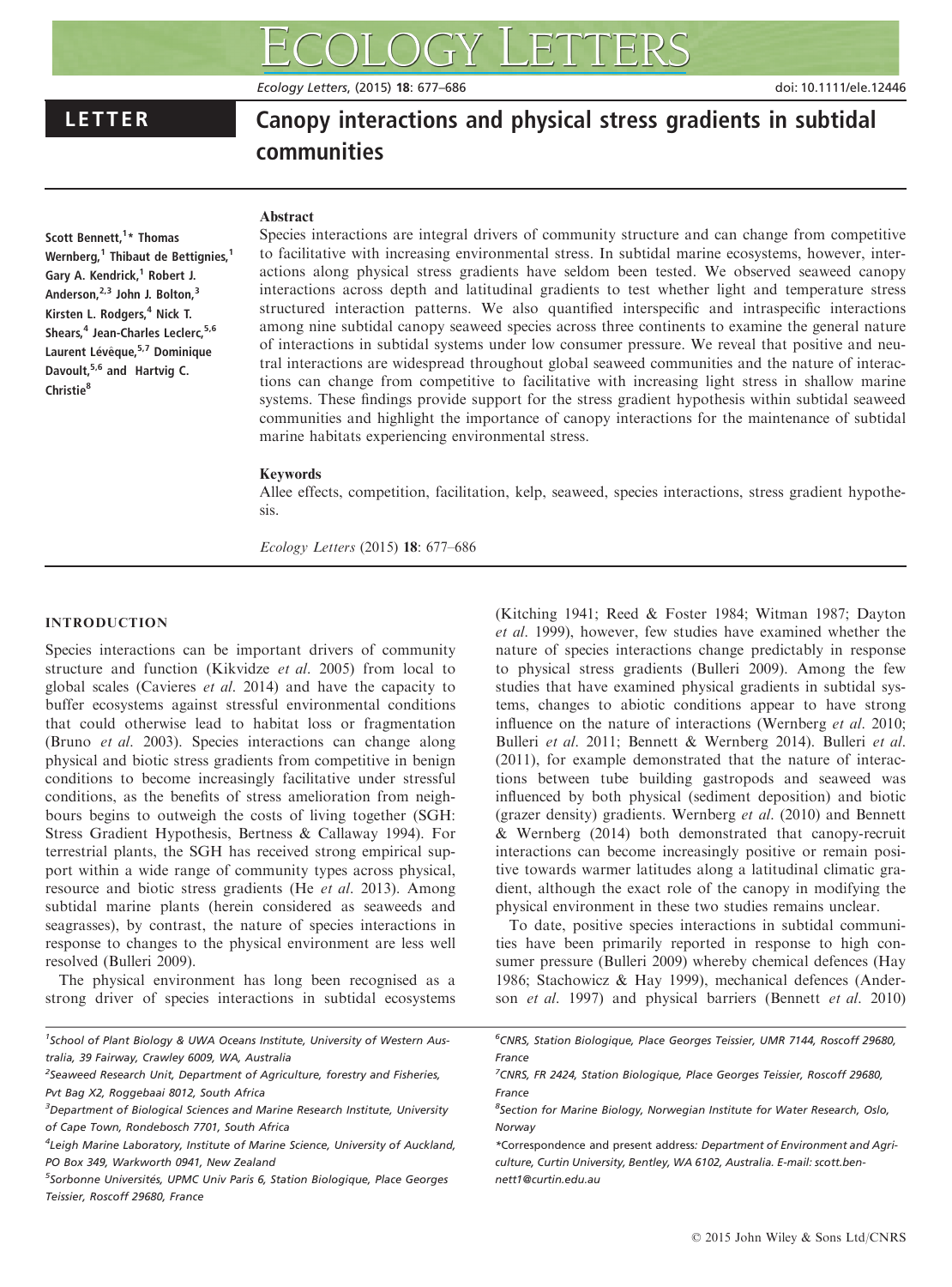LETTER

# Canopy interactions and physical stress gradients in subtidal communities

Scott Bennett,[1]* Thomas Wernberg,[1] Thibaut de Bettignies,[1] Gary A. Kendrick,[1] Robert J. Anderson,[2,3] John J. Bolton,[3] Kirsten L. Rodgers,[4] Nick T. Shears,[4] Jean-Charles Leclerc,[5,6] Laurent Lévêque,[5,7] Dominique Davoult,[5,6] and Hartvig C. Christie[8]

## Abstract

Species interactions are integral drivers of community structure and can change from competitive to facilitative with increasing environmental stress. In subtidal marine ecosystems, however, interactions along physical stress gradients have seldom been tested. We observed seaweed canopy interactions across depth and latitudinal gradients to test whether light and temperature stress structured interaction patterns. We also quantified interspecific and intraspecific interactions among nine subtidal canopy seaweed species across three continents to examine the general nature of interactions in subtidal systems under low consumer pressure. We reveal that positive and neutral interactions are widespread throughout global seaweed communities and the nature of interactions can change from competitive to facilitative with increasing light stress in shallow marine systems. These findings provide support for the stress gradient hypothesis within subtidal seaweed communities and highlight the importance of canopy interactions for the maintenance of subtidal marine habitats experiencing environmental stress.

## Keywords

Allee effects, competition, facilitation, kelp, seaweed, species interactions, stress gradient hypothesis.

## INTRODUCTION

Species interactions can be important drivers of community structure and function (Kikvidze *et al.* 2005) from local to global scales (Cavieres *et al.* 2014) and have the capacity to buffer ecosystems against stressful environmental conditions that could otherwise lead to habitat loss or fragmentation (Bruno *et al.* 2003). Species interactions can change along physical and biotic stress gradients from competitive in benign conditions to become increasingly facilitative under stressful conditions, as the benefits of stress amelioration from neighbours begins to outweigh the costs of living together (SGH: Stress Gradient Hypothesis, Bertness & Callaway 1994). For terrestrial plants, the SGH has received strong empirical support within a wide range of community types across physical, resource and biotic stress gradients (He *et al.* 2013). Among subtidal marine plants (herein considered as seaweeds and seagrasses), by contrast, the nature of species interactions in response to changes to the physical environment are less well resolved (Bulleri 2009).

The physical environment has long been recognised as a strong driver of species interactions in subtidal ecosystems (Kitching 1941; Reed & Foster 1984; Witman 1987; Dayton *et al.* 1999), however, few studies have examined whether the nature of species interactions change predictably in response to physical stress gradients (Bulleri 2009). Among the few studies that have examined physical gradients in subtidal systems, changes to abiotic conditions appear to have strong influence on the nature of interactions (Wernberg *et al.* 2010; Bulleri *et al.* 2011; Bennett & Wernberg 2014). Bulleri *et al.* (2011), for example demonstrated that the nature of interactions between tube building gastropods and seaweed was influenced by both physical (sediment deposition) and biotic (grazer density) gradients. Wernberg *et al.* (2010) and Bennett & Wernberg (2014) both demonstrated that canopy-recruit interactions can become increasingly positive or remain positive towards warmer latitudes along a latitudinal climatic gradient, although the exact role of the canopy in modifying the physical environment in these two studies remains unclear.

To date, positive species interactions in subtidal communities have been primarily reported in response to high consumer pressure (Bulleri 2009) whereby chemical defences (Hay 1986; Stachowicz & Hay 1999), mechanical defences (Anderson *et al.* 1997) and physical barriers (Bennett *et al.* 2010)

[1]School of Plant Biology & UWA Oceans Institute, University of Western Australia, 39 Fairway, Crawley 6009, WA, Australia

[2]Seaweed Research Unit, Department of Agriculture, forestry and Fisheries, Pvt Bag X2, Roggebaai 8012, South Africa

[3]Department of Biological Sciences and Marine Research Institute, University of Cape Town, Rondebosch 7701, South Africa

[4]Leigh Marine Laboratory, Institute of Marine Science, University of Auckland, PO Box 349, Warkworth 0941, New Zealand

[5]Sorbonne Universités, UPMC Univ Paris 6, Station Biologique, Place Georges Teissier, Roscoff 29680, France

[6]CNRS, Station Biologique, Place Georges Teissier, UMR 7144, Roscoff 29680, France

[7]CNRS, FR 2424, Station Biologique, Place Georges Teissier, Roscoff 29680, France

[8]Section for Marine Biology, Norwegian Institute for Water Research, Oslo, Norway

*Correspondence and present address: Department of Environment and Agriculture, Curtin University, Bentley, WA 6102, Australia. E-mail: scott.bennett1@curtin.edu.au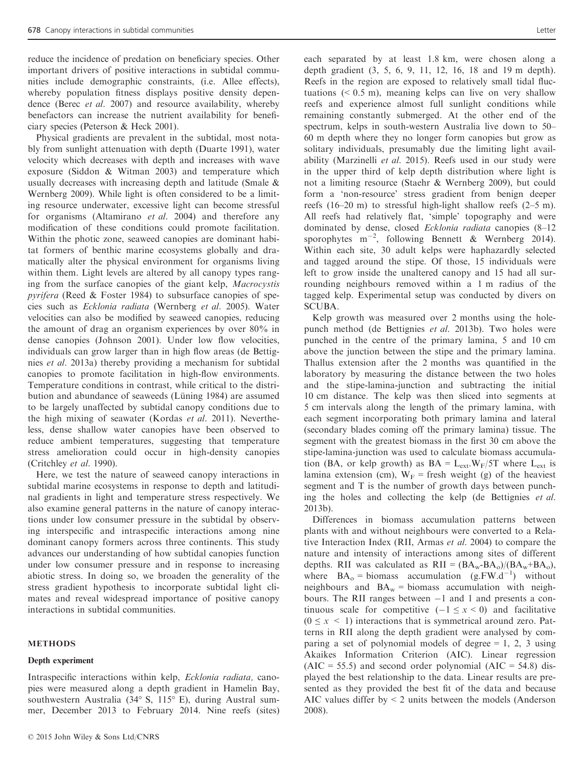reduce the incidence of predation on beneficiary species. Other important drivers of positive interactions in subtidal communities include demographic constraints, (i.e. Allee effects), whereby population fitness displays positive density dependence (Berec *et al.* 2007) and resource availability, whereby benefactors can increase the nutrient availability for beneficiary species (Peterson & Heck 2001).

Physical gradients are prevalent in the subtidal, most notably from sunlight attenuation with depth (Duarte 1991), water velocity which decreases with depth and increases with wave exposure (Siddon & Witman 2003) and temperature which usually decreases with increasing depth and latitude (Smale & Wernberg 2009). While light is often considered to be a limiting resource underwater, excessive light can become stressful for organisms (Altamirano *et al.* 2004) and therefore any modification of these conditions could promote facilitation. Within the photic zone, seaweed canopies are dominant habitat formers of benthic marine ecosystems globally and dramatically alter the physical environment for organisms living within them. Light levels are altered by all canopy types ranging from the surface canopies of the giant kelp, *Macrocystis pyrifera* (Reed & Foster 1984) to subsurface canopies of species such as *Ecklonia radiata* (Wernberg *et al.* 2005). Water velocities can also be modified by seaweed canopies, reducing the amount of drag an organism experiences by over 80% in dense canopies (Johnson 2001). Under low flow velocities, individuals can grow larger than in high flow areas (de Bettignies *et al.* 2013a) thereby providing a mechanism for subtidal canopies to promote facilitation in high-flow environments. Temperature conditions in contrast, while critical to the distribution and abundance of seaweeds (Lüning 1984) are assumed to be largely unaffected by subtidal canopy conditions due to the high mixing of seawater (Kordas *et al.* 2011). Nevertheless, dense shallow water canopies have been observed to reduce ambient temperatures, suggesting that temperature stress amelioration could occur in high-density canopies (Critchley *et al.* 1990).

Here, we test the nature of seaweed canopy interactions in subtidal marine ecosystems in response to depth and latitudinal gradients in light and temperature stress respectively. We also examine general patterns in the nature of canopy interactions under low consumer pressure in the subtidal by observing interspecific and intraspecific interactions among nine dominant canopy formers across three continents. This study advances our understanding of how subtidal canopies function under low consumer pressure and in response to increasing abiotic stress. In doing so, we broaden the generality of the stress gradient hypothesis to incorporate subtidal light climates and reveal widespread importance of positive canopy interactions in subtidal communities.

## METHODS

### Depth experiment

Intraspecific interactions within kelp, *Ecklonia radiata*, canopies were measured along a depth gradient in Hamelin Bay, southwestern Australia (34° S, 115° E), during Austral summer, December 2013 to February 2014. Nine reefs (sites) each separated by at least 1.8 km, were chosen along a depth gradient (3, 5, 6, 9, 11, 12, 16, 18 and 19 m depth). Reefs in the region are exposed to relatively small tidal fluctuations (< 0.5 m), meaning kelps can live on very shallow reefs and experience almost full sunlight conditions while remaining constantly submerged. At the other end of the spectrum, kelps in south-western Australia live down to 50–60 m depth where they no longer form canopies but grow as solitary individuals, presumably due the limiting light availability (Marzinelli *et al.* 2015). Reefs used in our study were in the upper third of kelp depth distribution where light is not a limiting resource (Staehr & Wernberg 2009), but could form a 'non-resource' stress gradient from benign deeper reefs (16–20 m) to stressful high-light shallow reefs (2–5 m). All reefs had relatively flat, 'simple' topography and were dominated by dense, closed *Ecklonia radiata* canopies (8–12 sporophytes $m^{-2}$, following Bennett & Wernberg 2014). Within each site, 30 adult kelps were haphazardly selected and tagged around the stipe. Of those, 15 individuals were left to grow inside the unaltered canopy and 15 had all surrounding neighbours removed within a 1 m radius of the tagged kelp. Experimental setup was conducted by divers on SCUBA.

Kelp growth was measured over 2 months using the hole-punch method (de Bettignies *et al.* 2013b). Two holes were punched in the centre of the primary lamina, 5 and 10 cm above the junction between the stipe and the primary lamina. Thallus extension after the 2 months was quantified in the laboratory by measuring the distance between the two holes and the stipe-lamina-junction and subtracting the initial 10 cm distance. The kelp was then sliced into segments at 5 cm intervals along the length of the primary lamina, with each segment incorporating both primary lamina and lateral (secondary blades coming off the primary lamina) tissue. The segment with the greatest biomass in the first 30 cm above the stipe-lamina-junction was used to calculate biomass accumulation (BA, or kelp growth) as $BA = L_{ext}.W_F/5T$ where $L_{ext}$ is lamina extension (cm), $W_F$ = fresh weight (g) of the heaviest segment and T is the number of growth days between punching the holes and collecting the kelp (de Bettignies *et al.* 2013b).

Differences in biomass accumulation patterns between plants with and without neighbours were converted to a Relative Interaction Index (RII, Armas *et al.* 2004) to compare the nature and intensity of interactions among sites of different depths. RII was calculated as $RII = (BA_w-BA_o)/(BA_w+BA_o)$, where $BA_o$ = biomass accumulation ($g.FW.d^{-1}$) without neighbours and $BA_w$ = biomass accumulation with neighbours. The RII ranges between −1 and 1 and presents a continuous scale for competitive ($-1 \leq x < 0$) and facilitative ($0 \leq x < 1$) interactions that is symmetrical around zero. Patterns in RII along the depth gradient were analysed by comparing a set of polynomial models of degree = 1, 2, 3 using Akaikes Information Criterion (AIC). Linear regression (AIC = 55.5) and second order polynomial (AIC = 54.8) displayed the best relationship to the data. Linear results are presented as they provided the best fit of the data and because AIC values differ by < 2 units between the models (Anderson 2008).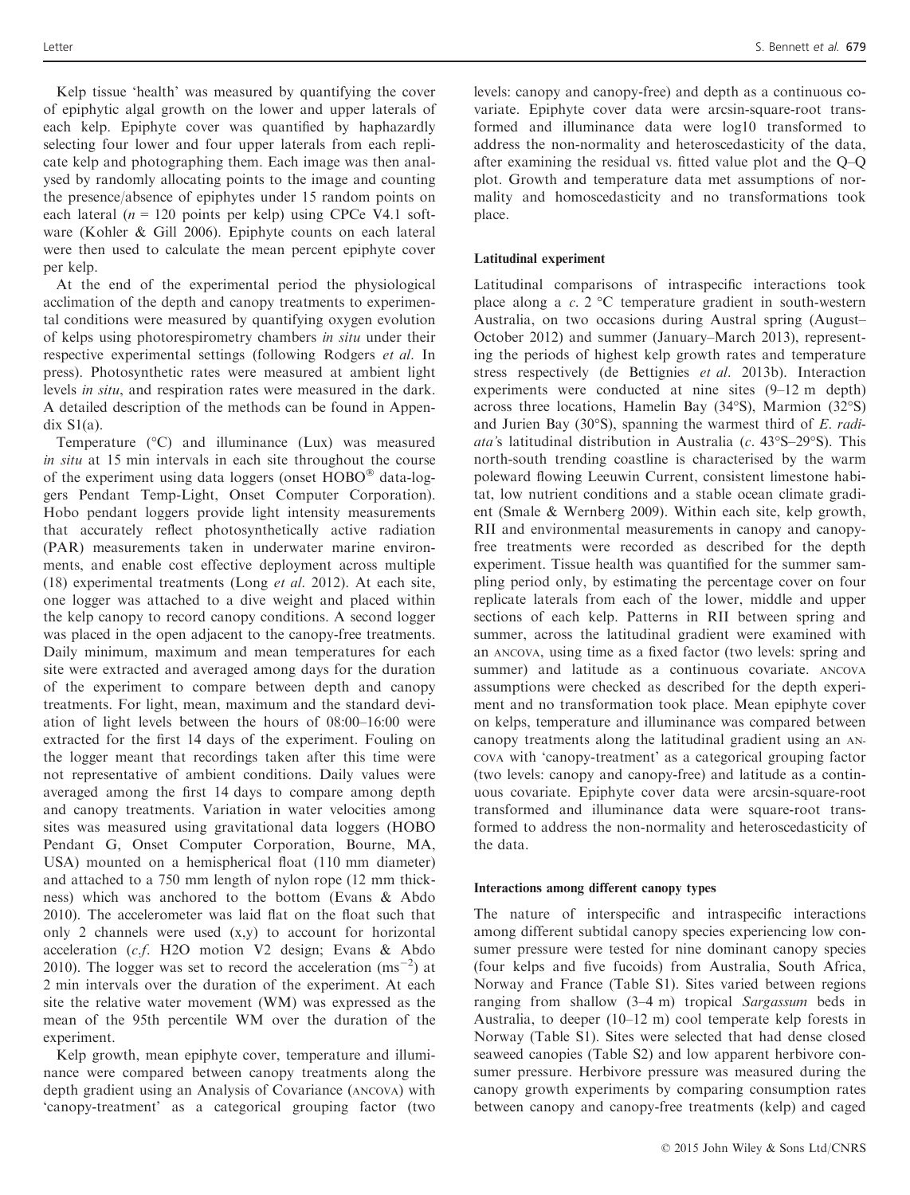Kelp tissue 'health' was measured by quantifying the cover of epiphytic algal growth on the lower and upper laterals of each kelp. Epiphyte cover was quantified by haphazardly selecting four lower and four upper laterals from each replicate kelp and photographing them. Each image was then analysed by randomly allocating points to the image and counting the presence/absence of epiphytes under 15 random points on each lateral ($n$ = 120 points per kelp) using CPCe V4.1 software (Kohler & Gill 2006). Epiphyte counts on each lateral were then used to calculate the mean percent epiphyte cover per kelp.

At the end of the experimental period the physiological acclimation of the depth and canopy treatments to experimental conditions were measured by quantifying oxygen evolution of kelps using photorespirometry chambers *in situ* under their respective experimental settings (following Rodgers *et al.* In press). Photosynthetic rates were measured at ambient light levels *in situ*, and respiration rates were measured in the dark. A detailed description of the methods can be found in Appendix S1(a).

Temperature (°C) and illuminance (Lux) was measured *in situ* at 15 min intervals in each site throughout the course of the experiment using data loggers (onset HOBO® data-loggers Pendant Temp-Light, Onset Computer Corporation). Hobo pendant loggers provide light intensity measurements that accurately reflect photosynthetically active radiation (PAR) measurements taken in underwater marine environments, and enable cost effective deployment across multiple (18) experimental treatments (Long *et al.* 2012). At each site, one logger was attached to a dive weight and placed within the kelp canopy to record canopy conditions. A second logger was placed in the open adjacent to the canopy-free treatments. Daily minimum, maximum and mean temperatures for each site were extracted and averaged among days for the duration of the experiment to compare between depth and canopy treatments. For light, mean, maximum and the standard deviation of light levels between the hours of 08:00–16:00 were extracted for the first 14 days of the experiment. Fouling on the logger meant that recordings taken after this time were not representative of ambient conditions. Daily values were averaged among the first 14 days to compare among depth and canopy treatments. Variation in water velocities among sites was measured using gravitational data loggers (HOBO Pendant G, Onset Computer Corporation, Bourne, MA, USA) mounted on a hemispherical float (110 mm diameter) and attached to a 750 mm length of nylon rope (12 mm thickness) which was anchored to the bottom (Evans & Abdo 2010). The accelerometer was laid flat on the float such that only 2 channels were used (x,y) to account for horizontal acceleration (*c.f.* H2O motion V2 design; Evans & Abdo 2010). The logger was set to record the acceleration ($ms^{-2}$) at 2 min intervals over the duration of the experiment. At each site the relative water movement (WM) was expressed as the mean of the 95th percentile WM over the duration of the experiment.

Kelp growth, mean epiphyte cover, temperature and illuminance were compared between canopy treatments along the depth gradient using an Analysis of Covariance (ANCOVA) with 'canopy-treatment' as a categorical grouping factor (two levels: canopy and canopy-free) and depth as a continuous covariate. Epiphyte cover data were arcsin-square-root transformed and illuminance data were log10 transformed to address the non-normality and heteroscedasticity of the data, after examining the residual vs. fitted value plot and the Q–Q plot. Growth and temperature data met assumptions of normality and homoscedasticity and no transformations took place.

### Latitudinal experiment

Latitudinal comparisons of intraspecific interactions took place along a *c.* 2 °C temperature gradient in south-western Australia, on two occasions during Austral spring (August–October 2012) and summer (January–March 2013), representing the periods of highest kelp growth rates and temperature stress respectively (de Bettignies *et al.* 2013b). Interaction experiments were conducted at nine sites (9–12 m depth) across three locations, Hamelin Bay (34°S), Marmion (32°S) and Jurien Bay (30°S), spanning the warmest third of *E. radiata*'s latitudinal distribution in Australia (*c.* 43°S–29°S). This north-south trending coastline is characterised by the warm poleward flowing Leeuwin Current, consistent limestone habitat, low nutrient conditions and a stable ocean climate gradient (Smale & Wernberg 2009). Within each site, kelp growth, RII and environmental measurements in canopy and canopy-free treatments were recorded as described for the depth experiment. Tissue health was quantified for the summer sampling period only, by estimating the percentage cover on four replicate laterals from each of the lower, middle and upper sections of each kelp. Patterns in RII between spring and summer, across the latitudinal gradient were examined with an ANCOVA, using time as a fixed factor (two levels: spring and summer) and latitude as a continuous covariate. ANCOVA assumptions were checked as described for the depth experiment and no transformation took place. Mean epiphyte cover on kelps, temperature and illuminance was compared between canopy treatments along the latitudinal gradient using an ANCOVA with 'canopy-treatment' as a categorical grouping factor (two levels: canopy and canopy-free) and latitude as a continuous covariate. Epiphyte cover data were arcsin-square-root transformed and illuminance data were square-root transformed to address the non-normality and heteroscedasticity of the data.

### Interactions among different canopy types

The nature of interspecific and intraspecific interactions among different subtidal canopy species experiencing low consumer pressure were tested for nine dominant canopy species (four kelps and five fucoids) from Australia, South Africa, Norway and France (Table S1). Sites varied between regions ranging from shallow (3–4 m) tropical *Sargassum* beds in Australia, to deeper (10–12 m) cool temperate kelp forests in Norway (Table S1). Sites were selected that had dense closed seaweed canopies (Table S2) and low apparent herbivore consumer pressure. Herbivore pressure was measured during the canopy growth experiments by comparing consumption rates between canopy and canopy-free treatments (kelp) and caged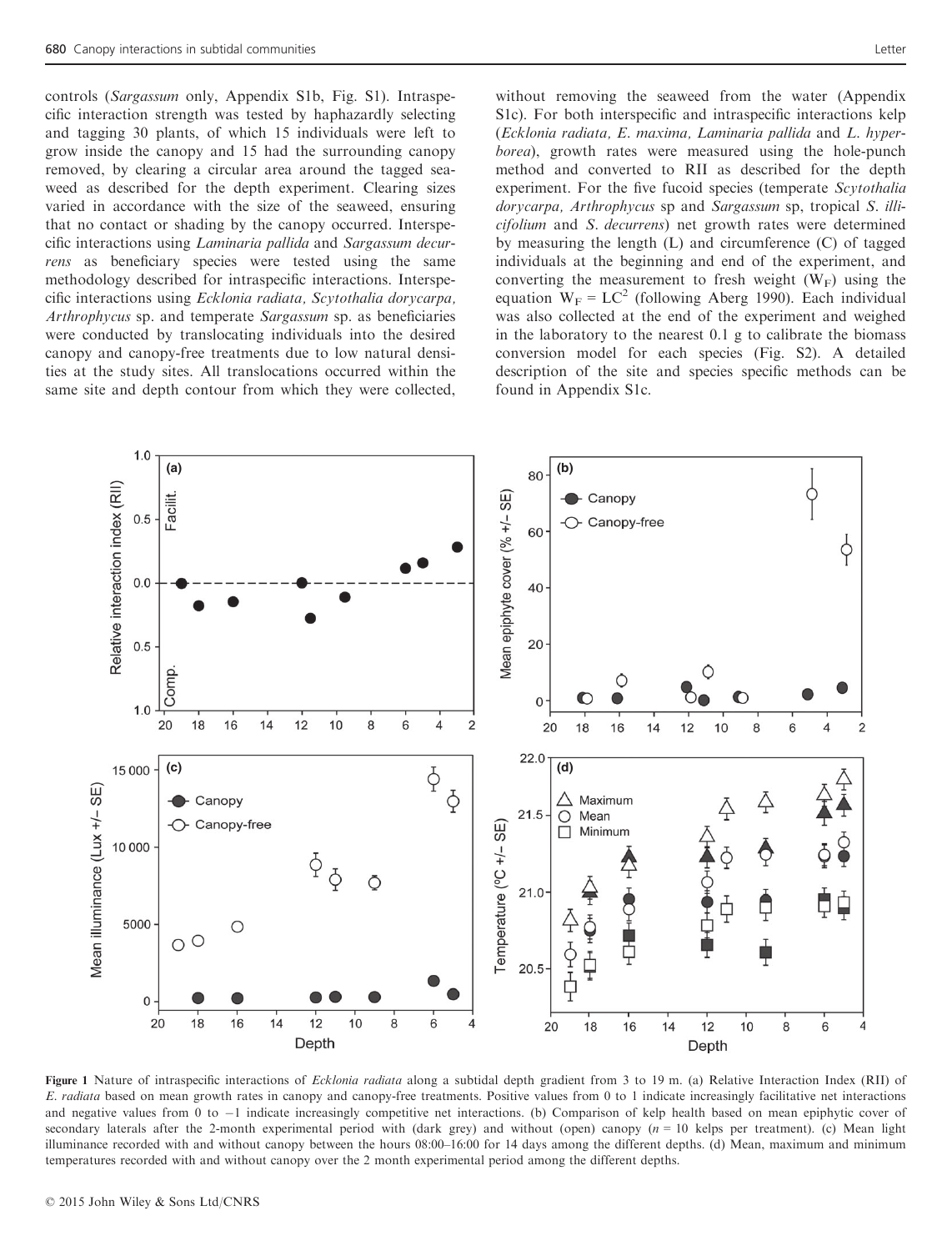controls (*Sargassum* only, Appendix S1b, Fig. S1). Intraspecific interaction strength was tested by haphazardly selecting and tagging 30 plants, of which 15 individuals were left to grow inside the canopy and 15 had the surrounding canopy removed, by clearing a circular area around the tagged seaweed as described for the depth experiment. Clearing sizes varied in accordance with the size of the seaweed, ensuring that no contact or shading by the canopy occurred. Interspecific interactions using *Laminaria pallida* and *Sargassum decurrens* as beneficiary species were tested using the same methodology described for intraspecific interactions. Interspecific interactions using *Ecklonia radiata, Scytothalia dorycarpa, Arthrophycus* sp. and temperate *Sargassum* sp. as beneficiaries were conducted by translocating individuals into the desired canopy and canopy-free treatments due to low natural densities at the study sites. All translocations occurred within the same site and depth contour from which they were collected, without removing the seaweed from the water (Appendix S1c). For both interspecific and intraspecific interactions kelp (*Ecklonia radiata, E. maxima, Laminaria pallida* and *L. hyperborea*), growth rates were measured using the hole-punch method and converted to RII as described for the depth experiment. For the five fucoid species (temperate *Scytothalia dorycarpa, Arthrophycus* sp and *Sargassum* sp, tropical *S. illicifolium* and *S. decurrens*) net growth rates were determined by measuring the length (L) and circumference (C) of tagged individuals at the beginning and end of the experiment, and converting the measurement to fresh weight ($W_F$) using the equation $W_F = LC^2$ (following Aberg 1990). Each individual was also collected at the end of the experiment and weighed in the laboratory to the nearest 0.1 g to calibrate the biomass conversion model for each species (Fig. S2). A detailed description of the site and species specific methods can be found in Appendix S1c.

**Figure 1** Nature of intraspecific interactions of *Ecklonia radiata* along a subtidal depth gradient from 3 to 19 m. (a) Relative Interaction Index (RII) of *E. radiata* based on mean growth rates in canopy and canopy-free treatments. Positive values from 0 to 1 indicate increasingly facilitative net interactions and negative values from 0 to −1 indicate increasingly competitive net interactions. (b) Comparison of kelp health based on mean epiphytic cover of secondary laterals after the 2-month experimental period with (dark grey) and without (open) canopy ($n = 10$ kelps per treatment). (c) Mean light illuminance recorded with and without canopy between the hours 08:00–16:00 for 14 days among the different depths. (d) Mean, maximum and minimum temperatures recorded with and without canopy over the 2 month experimental period among the different depths.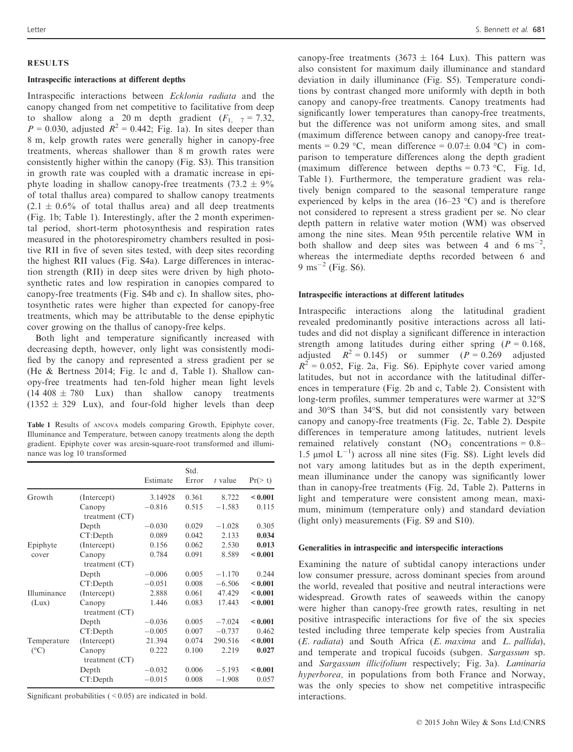## RESULTS

### Intraspecific interactions at different depths

Intraspecific interactions between *Ecklonia radiata* and the canopy changed from net competitive to facilitative from deep to shallow along a 20 m depth gradient ($F_{1,\ 7} = 7.32$, $P = 0.030$, adjusted $R^2 = 0.442$; Fig. 1a). In sites deeper than 8 m, kelp growth rates were generally higher in canopy-free treatments, whereas shallower than 8 m growth rates were consistently higher within the canopy (Fig. S3). This transition in growth rate was coupled with a dramatic increase in epiphyte loading in shallow canopy-free treatments (73.2 ± 9% of total thallus area) compared to shallow canopy treatments (2.1 ± 0.6% of total thallus area) and all deep treatments (Fig. 1b; Table 1). Interestingly, after the 2 month experimental period, short-term photosynthesis and respiration rates measured in the photorespirometry chambers resulted in positive RII in five of seven sites tested, with deep sites recording the highest RII values (Fig. S4a). Large differences in interaction strength (RII) in deep sites were driven by high photosynthetic rates and low respiration in canopies compared to canopy-free treatments (Fig. S4b and c). In shallow sites, photosynthetic rates were higher than expected for canopy-free treatments, which may be attributable to the dense epiphytic cover growing on the thallus of canopy-free kelps.

Both light and temperature significantly increased with decreasing depth, however, only light was consistently modified by the canopy and represented a stress gradient per se (He & Bertness 2014; Fig. 1c and d, Table 1). Shallow canopy-free treatments had ten-fold higher mean light levels (14 408 ± 780 Lux) than shallow canopy treatments (1352 ± 329 Lux), and four-fold higher levels than deep canopy-free treatments (3673 ± 164 Lux). This pattern was also consistent for maximum daily illuminance and standard deviation in daily illuminance (Fig. S5). Temperature conditions by contrast changed more uniformly with depth in both canopy and canopy-free treatments. Canopy treatments had significantly lower temperatures than canopy-free treatments, but the difference was not uniform among sites, and small (maximum difference between canopy and canopy-free treatments = 0.29 °C, mean difference = 0.07± 0.04 °C) in comparison to temperature differences along the depth gradient (maximum difference between depths = 0.73 °C, Fig. 1d, Table 1). Furthermore, the temperature gradient was relatively benign compared to the seasonal temperature range experienced by kelps in the area (16–23 °C) and is therefore not considered to represent a stress gradient per se. No clear depth pattern in relative water motion (WM) was observed among the nine sites. Mean 95th percentile relative WM in both shallow and deep sites was between 4 and 6 $\text{ms}^{-2}$, whereas the intermediate depths recorded between 6 and 9 $\text{ms}^{-2}$ (Fig. S6).

**Table 1** Results of ANCOVA models comparing Growth, Epiphyte cover, Illuminance and Temperature, between canopy treatments along the depth gradient. Epiphyte cover was arcsin-square-root transformed and illuminance was log 10 transformed

| | | Estimate | Std. Error | *t* value | Pr(> t) |
|---|---|---|---|---|---|
| Growth | (Intercept) | 3.14928 | 0.361 | 8.722 | **< 0.001** |
| | Canopy treatment (CT) | −0.816 | 0.515 | −1.583 | 0.115 |
| | Depth | −0.030 | 0.029 | −1.028 | 0.305 |
| | CT:Depth | 0.089 | 0.042 | 2.133 | **0.034** |
| Epiphyte cover | (Intercept) | 0.156 | 0.062 | 2.530 | **0.013** |
| | Canopy treatment (CT) | 0.784 | 0.091 | 8.589 | **< 0.001** |
| | Depth | −0.006 | 0.005 | −1.170 | 0.244 |
| | CT:Depth | −0.051 | 0.008 | −6.506 | **< 0.001** |
| Illuminance (Lux) | (Intercept) | 2.888 | 0.061 | 47.429 | **< 0.001** |
| | Canopy treatment (CT) | 1.446 | 0.083 | 17.443 | **< 0.001** |
| | Depth | −0.036 | 0.005 | −7.024 | **< 0.001** |
| | CT:Depth | −0.005 | 0.007 | −0.737 | 0.462 |
| Temperature (°C) | (Intercept) | 21.394 | 0.074 | 290.516 | **< 0.001** |
| | Canopy treatment (CT) | 0.222 | 0.100 | 2.219 | **0.027** |
| | Depth | −0.032 | 0.006 | −5.193 | **< 0.001** |
| | CT:Depth | −0.015 | 0.008 | −1.908 | 0.057 |

Significant probabilities ( < 0.05) are indicated in bold.

### Intraspecific interactions at different latitudes

Intraspecific interactions along the latitudinal gradient revealed predominantly positive interactions across all latitudes and did not display a significant difference in interaction strength among latitudes during either spring ($P = 0.168$, adjusted $R^2 = 0.145$) or summer ($P = 0.269$ adjusted $R^2 = 0.052$, Fig. 2a, Fig. S6). Epiphyte cover varied among latitudes, but not in accordance with the latitudinal differences in temperature (Fig. 2b and c, Table 2). Consistent with long-term profiles, summer temperatures were warmer at 32°S and 30°S than 34°S, but did not consistently vary between canopy and canopy-free treatments (Fig. 2c, Table 2). Despite differences in temperature among latitudes, nutrient levels remained relatively constant ($NO_3$ concentrations = 0.8–1.5 μmol $L^{-1}$) across all nine sites (Fig. S8). Light levels did not vary among latitudes but as in the depth experiment, mean illuminance under the canopy was significantly lower than in canopy-free treatments (Fig. 2d, Table 2). Patterns in light and temperature were consistent among mean, maximum, minimum (temperature only) and standard deviation (light only) measurements (Fig. S9 and S10).

### Generalities in intraspecific and interspecific interactions

Examining the nature of subtidal canopy interactions under low consumer pressure, across dominant species from around the world, revealed that positive and neutral interactions were widespread. Growth rates of seaweeds within the canopy were higher than canopy-free growth rates, resulting in net positive intraspecific interactions for five of the six species tested including three temperate kelp species from Australia (*E. radiata*) and South Africa (*E. maxima* and *L. pallida*), and temperate and tropical fucoids (subgen. *Sargassum* sp. and *Sargassum illicifolium* respectively; Fig. 3a). *Laminaria hyperborea,* in populations from both France and Norway, was the only species to show net competitive intraspecific interactions.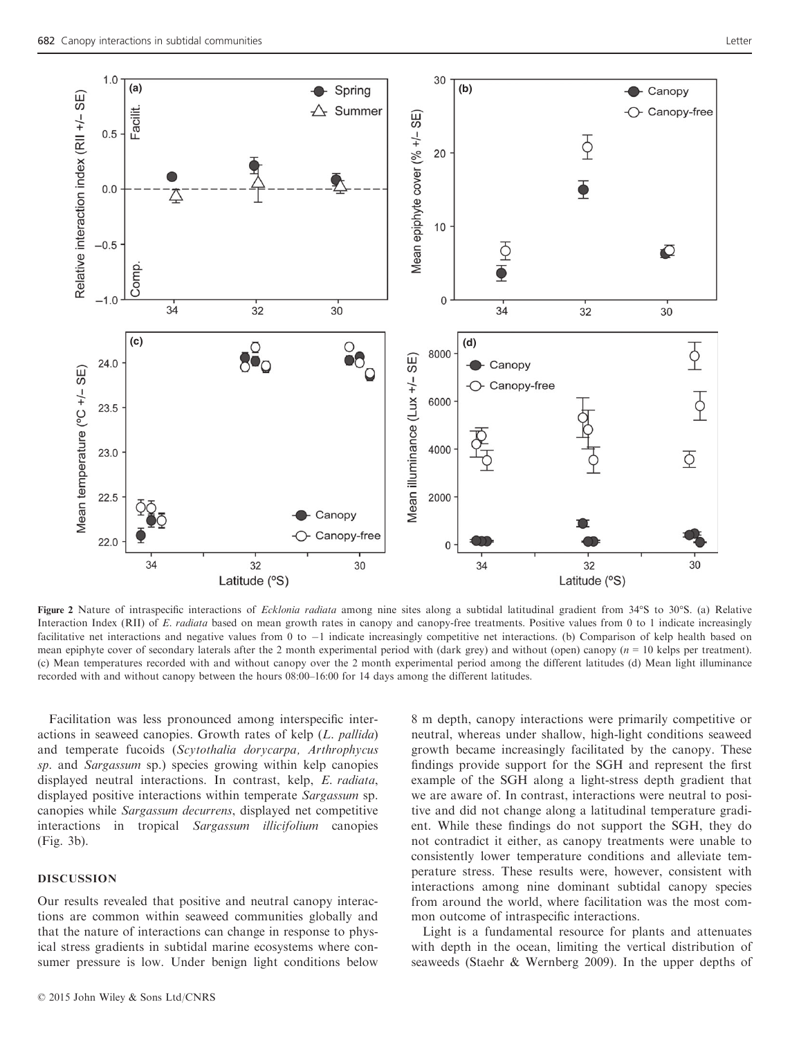Figure 2 Nature of intraspecific interactions of *Ecklonia radiata* among nine sites along a subtidal latitudinal gradient from 34°S to 30°S. (a) Relative Interaction Index (RII) of *E. radiata* based on mean growth rates in canopy and canopy-free treatments. Positive values from 0 to 1 indicate increasingly facilitative net interactions and negative values from 0 to −1 indicate increasingly competitive net interactions. (b) Comparison of kelp health based on mean epiphyte cover of secondary laterals after the 2 month experimental period with (dark grey) and without (open) canopy ($n$ = 10 kelps per treatment). (c) Mean temperatures recorded with and without canopy over the 2 month experimental period among the different latitudes (d) Mean light illuminance recorded with and without canopy between the hours 08:00–16:00 for 14 days among the different latitudes.

Facilitation was less pronounced among interspecific interactions in seaweed canopies. Growth rates of kelp (*L. pallida*) and temperate fucoids (*Scytothalia dorycarpa, Arthrophycus sp.* and *Sargassum* sp.) species growing within kelp canopies displayed neutral interactions. In contrast, kelp, *E. radiata*, displayed positive interactions within temperate *Sargassum* sp. canopies while *Sargassum decurrens*, displayed net competitive interactions in tropical *Sargassum illicifolium* canopies (Fig. 3b).

## DISCUSSION

Our results revealed that positive and neutral canopy interactions are common within seaweed communities globally and that the nature of interactions can change in response to physical stress gradients in subtidal marine ecosystems where consumer pressure is low. Under benign light conditions below 8 m depth, canopy interactions were primarily competitive or neutral, whereas under shallow, high-light conditions seaweed growth became increasingly facilitated by the canopy. These findings provide support for the SGH and represent the first example of the SGH along a light-stress depth gradient that we are aware of. In contrast, interactions were neutral to positive and did not change along a latitudinal temperature gradient. While these findings do not support the SGH, they do not contradict it either, as canopy treatments were unable to consistently lower temperature conditions and alleviate temperature stress. These results were, however, consistent with interactions among nine dominant subtidal canopy species from around the world, where facilitation was the most common outcome of intraspecific interactions.

Light is a fundamental resource for plants and attenuates with depth in the ocean, limiting the vertical distribution of seaweeds (Staehr & Wernberg 2009). In the upper depths of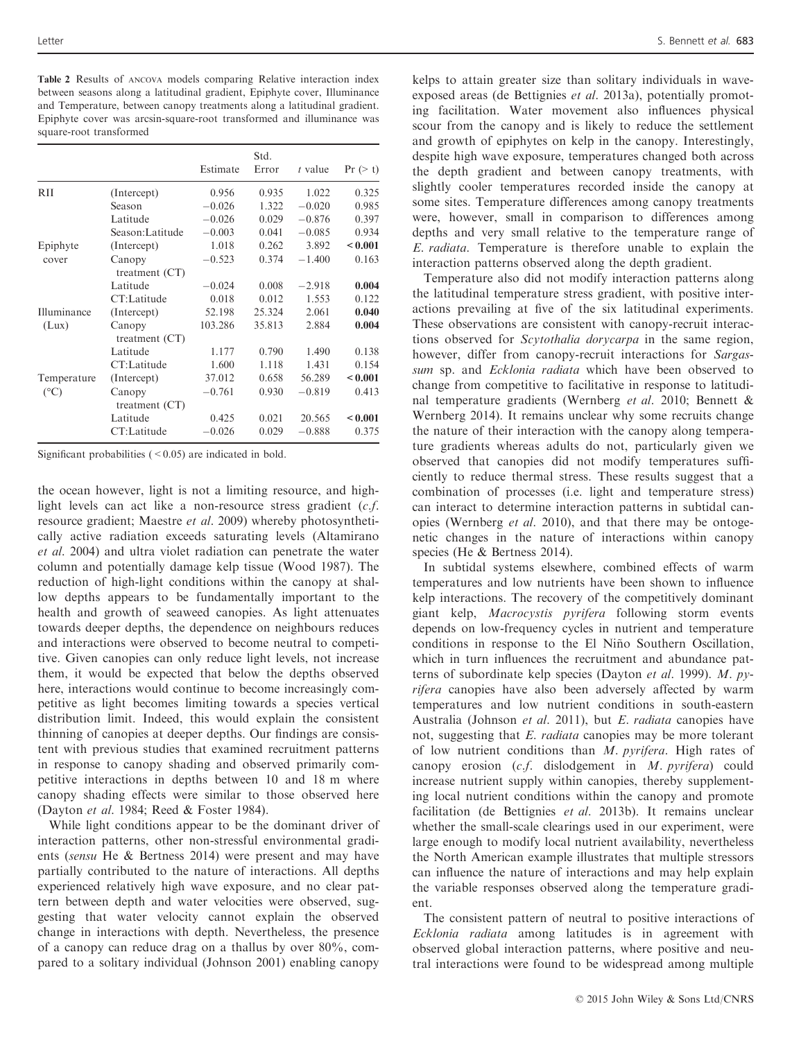Table 2 Results of ANCOVA models comparing Relative interaction index between seasons along a latitudinal gradient, Epiphyte cover, Illuminance and Temperature, between canopy treatments along a latitudinal gradient. Epiphyte cover was arcsin-square-root transformed and illuminance was square-root transformed

| | | Estimate | Std. Error | *t* value | Pr (> t) |
|---|---|---|---|---|---|
| RII | (Intercept) | 0.956 | 0.935 | 1.022 | 0.325 |
| | Season | −0.026 | 1.322 | −0.020 | 0.985 |
| | Latitude | −0.026 | 0.029 | −0.876 | 0.397 |
| | Season:Latitude | −0.003 | 0.041 | −0.085 | 0.934 |
| Epiphyte cover | (Intercept) | 1.018 | 0.262 | 3.892 | **< 0.001** |
| | Canopy treatment (CT) | −0.523 | 0.374 | −1.400 | 0.163 |
| | Latitude | −0.024 | 0.008 | −2.918 | **0.004** |
| | CT:Latitude | 0.018 | 0.012 | 1.553 | 0.122 |
| Illuminance (Lux) | (Intercept) | 52.198 | 25.324 | 2.061 | **0.040** |
| | Canopy treatment (CT) | 103.286 | 35.813 | 2.884 | **0.004** |
| | Latitude | 1.177 | 0.790 | 1.490 | 0.138 |
| | CT:Latitude | 1.600 | 1.118 | 1.431 | 0.154 |
| Temperature (°C) | (Intercept) | 37.012 | 0.658 | 56.289 | **< 0.001** |
| | Canopy treatment (CT) | −0.761 | 0.930 | −0.819 | 0.413 |
| | Latitude | 0.425 | 0.021 | 20.565 | **< 0.001** |
| | CT:Latitude | −0.026 | 0.029 | −0.888 | 0.375 |

Significant probabilities (< 0.05) are indicated in bold.

the ocean however, light is not a limiting resource, and high-light levels can act like a non-resource stress gradient (*c.f.* resource gradient; Maestre *et al.* 2009) whereby photosynthetically active radiation exceeds saturating levels (Altamirano *et al.* 2004) and ultra violet radiation can penetrate the water column and potentially damage kelp tissue (Wood 1987). The reduction of high-light conditions within the canopy at shallow depths appears to be fundamentally important to the health and growth of seaweed canopies. As light attenuates towards deeper depths, the dependence on neighbours reduces and interactions were observed to become neutral to competitive. Given canopies can only reduce light levels, not increase them, it would be expected that below the depths observed here, interactions would continue to become increasingly competitive as light becomes limiting towards a species vertical distribution limit. Indeed, this would explain the consistent thinning of canopies at deeper depths. Our findings are consistent with previous studies that examined recruitment patterns in response to canopy shading and observed primarily competitive interactions in depths between 10 and 18 m where canopy shading effects were similar to those observed here (Dayton *et al.* 1984; Reed & Foster 1984).

While light conditions appear to be the dominant driver of interaction patterns, other non-stressful environmental gradients (*sensu* He & Bertness 2014) were present and may have partially contributed to the nature of interactions. All depths experienced relatively high wave exposure, and no clear pattern between depth and water velocities were observed, suggesting that water velocity cannot explain the observed change in interactions with depth. Nevertheless, the presence of a canopy can reduce drag on a thallus by over 80%, compared to a solitary individual (Johnson 2001) enabling canopy kelps to attain greater size than solitary individuals in wave-exposed areas (de Bettignies *et al.* 2013a), potentially promoting facilitation. Water movement also influences physical scour from the canopy and is likely to reduce the settlement and growth of epiphytes on kelp in the canopy. Interestingly, despite high wave exposure, temperatures changed both across the depth gradient and between canopy treatments, with slightly cooler temperatures recorded inside the canopy at some sites. Temperature differences among canopy treatments were, however, small in comparison to differences among depths and very small relative to the temperature range of *E. radiata*. Temperature is therefore unable to explain the interaction patterns observed along the depth gradient.

Temperature also did not modify interaction patterns along the latitudinal temperature stress gradient, with positive interactions prevailing at five of the six latitudinal experiments. These observations are consistent with canopy-recruit interactions observed for *Scytothalia dorycarpa* in the same region, however, differ from canopy-recruit interactions for *Sargassum* sp. and *Ecklonia radiata* which have been observed to change from competitive to facilitative in response to latitudinal temperature gradients (Wernberg *et al.* 2010; Bennett & Wernberg 2014). It remains unclear why some recruits change the nature of their interaction with the canopy along temperature gradients whereas adults do not, particularly given we observed that canopies did not modify temperatures sufficiently to reduce thermal stress. These results suggest that a combination of processes (i.e. light and temperature stress) can interact to determine interaction patterns in subtidal canopies (Wernberg *et al.* 2010), and that there may be ontogenetic changes in the nature of interactions within canopy species (He & Bertness 2014).

In subtidal systems elsewhere, combined effects of warm temperatures and low nutrients have been shown to influence kelp interactions. The recovery of the competitively dominant giant kelp, *Macrocystis pyrifera* following storm events depends on low-frequency cycles in nutrient and temperature conditions in response to the El Niño Southern Oscillation, which in turn influences the recruitment and abundance patterns of subordinate kelp species (Dayton *et al.* 1999). *M. pyrifera* canopies have also been adversely affected by warm temperatures and low nutrient conditions in south-eastern Australia (Johnson *et al.* 2011), but *E. radiata* canopies have not, suggesting that *E. radiata* canopies may be more tolerant of low nutrient conditions than *M. pyrifera*. High rates of canopy erosion (*c.f.* dislodgement in *M. pyrifera*) could increase nutrient supply within canopies, thereby supplementing local nutrient conditions within the canopy and promote facilitation (de Bettignies *et al.* 2013b). It remains unclear whether the small-scale clearings used in our experiment, were large enough to modify local nutrient availability, nevertheless the North American example illustrates that multiple stressors can influence the nature of interactions and may help explain the variable responses observed along the temperature gradient.

The consistent pattern of neutral to positive interactions of *Ecklonia radiata* among latitudes is in agreement with observed global interaction patterns, where positive and neutral interactions were found to be widespread among multiple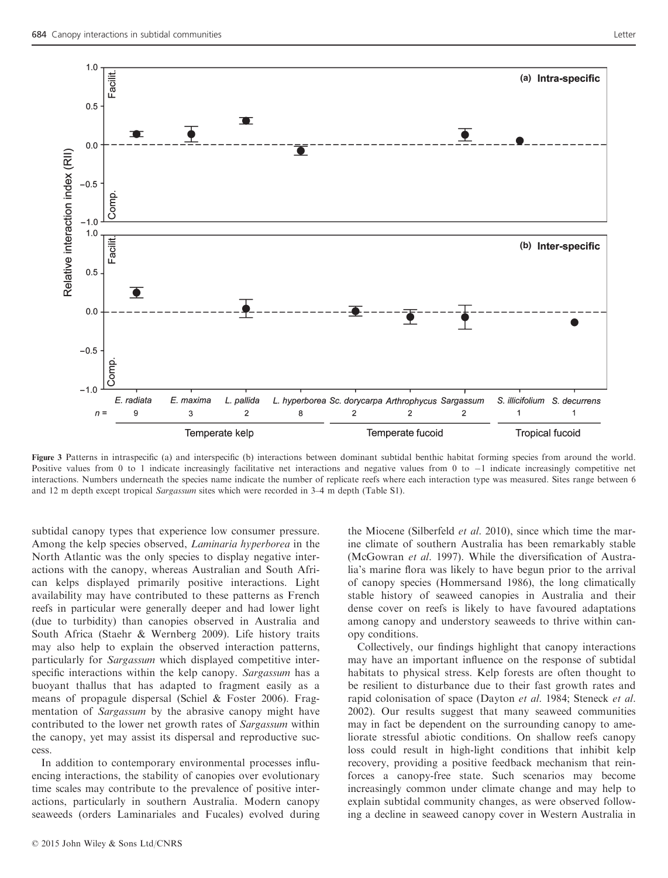Figure 3 Patterns in intraspecific (a) and interspecific (b) interactions between dominant subtidal benthic habitat forming species from around the world. Positive values from 0 to 1 indicate increasingly facilitative net interactions and negative values from 0 to −1 indicate increasingly competitive net interactions. Numbers underneath the species name indicate the number of replicate reefs where each interaction type was measured. Sites range between 6 and 12 m depth except tropical *Sargassum* sites which were recorded in 3–4 m depth (Table S1).

subtidal canopy types that experience low consumer pressure. Among the kelp species observed, *Laminaria hyperborea* in the North Atlantic was the only species to display negative interactions with the canopy, whereas Australian and South African kelps displayed primarily positive interactions. Light availability may have contributed to these patterns as French reefs in particular were generally deeper and had lower light (due to turbidity) than canopies observed in Australia and South Africa (Staehr & Wernberg 2009). Life history traits may also help to explain the observed interaction patterns, particularly for *Sargassum* which displayed competitive interspecific interactions within the kelp canopy. *Sargassum* has a buoyant thallus that has adapted to fragment easily as a means of propagule dispersal (Schiel & Foster 2006). Fragmentation of *Sargassum* by the abrasive canopy might have contributed to the lower net growth rates of *Sargassum* within the canopy, yet may assist its dispersal and reproductive success.

In addition to contemporary environmental processes influencing interactions, the stability of canopies over evolutionary time scales may contribute to the prevalence of positive interactions, particularly in southern Australia. Modern canopy seaweeds (orders Laminariales and Fucales) evolved during the Miocene (Silberfeld *et al*. 2010), since which time the marine climate of southern Australia has been remarkably stable (McGowran *et al*. 1997). While the diversification of Australia's marine flora was likely to have begun prior to the arrival of canopy species (Hommersand 1986), the long climatically stable history of seaweed canopies in Australia and their dense cover on reefs is likely to have favoured adaptations among canopy and understory seaweeds to thrive within canopy conditions.

Collectively, our findings highlight that canopy interactions may have an important influence on the response of subtidal habitats to physical stress. Kelp forests are often thought to be resilient to disturbance due to their fast growth rates and rapid colonisation of space (Dayton *et al*. 1984; Steneck *et al*. 2002). Our results suggest that many seaweed communities may in fact be dependent on the surrounding canopy to ameliorate stressful abiotic conditions. On shallow reefs canopy loss could result in high-light conditions that inhibit kelp recovery, providing a positive feedback mechanism that reinforces a canopy-free state. Such scenarios may become increasingly common under climate change and may help to explain subtidal community changes, as were observed following a decline in seaweed canopy cover in Western Australia in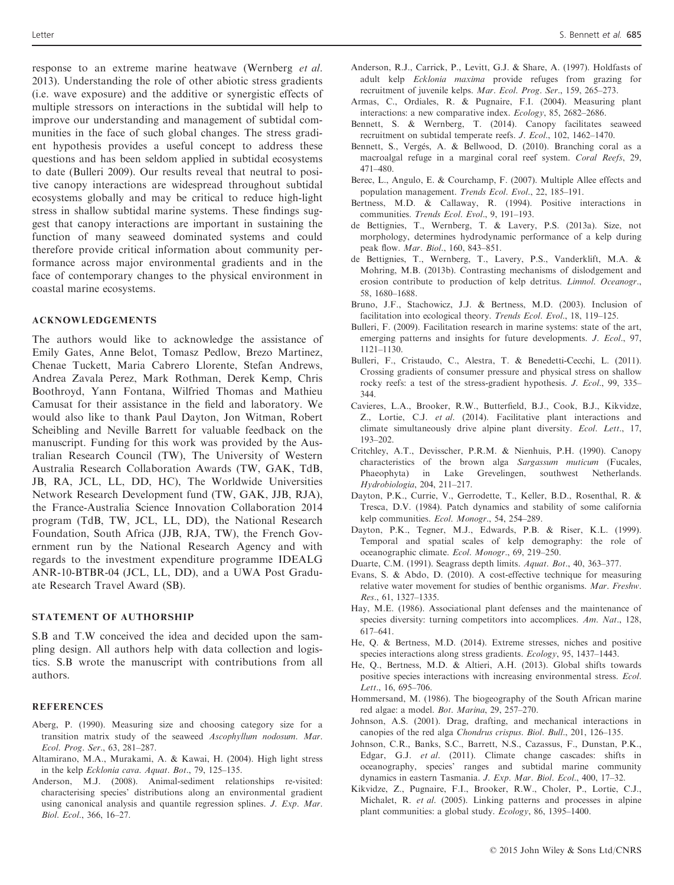response to an extreme marine heatwave (Wernberg *et al.* 2013). Understanding the role of other abiotic stress gradients (i.e. wave exposure) and the additive or synergistic effects of multiple stressors on interactions in the subtidal will help to improve our understanding and management of subtidal communities in the face of such global changes. The stress gradient hypothesis provides a useful concept to address these questions and has been seldom applied in subtidal ecosystems to date (Bulleri 2009). Our results reveal that neutral to positive canopy interactions are widespread throughout subtidal ecosystems globally and may be critical to reduce high-light stress in shallow subtidal marine systems. These findings suggest that canopy interactions are important in sustaining the function of many seaweed dominated systems and could therefore provide critical information about community performance across major environmental gradients and in the face of contemporary changes to the physical environment in coastal marine ecosystems.

## ACKNOWLEDGEMENTS

The authors would like to acknowledge the assistance of Emily Gates, Anne Belot, Tomasz Pedlow, Brezo Martinez, Chenae Tuckett, Maria Cabrero Llorente, Stefan Andrews, Andrea Zavala Perez, Mark Rothman, Derek Kemp, Chris Boothroyd, Yann Fontana, Wilfried Thomas and Mathieu Camusat for their assistance in the field and laboratory. We would also like to thank Paul Dayton, Jon Witman, Robert Scheibling and Neville Barrett for valuable feedback on the manuscript. Funding for this work was provided by the Australian Research Council (TW), The University of Western Australia Research Collaboration Awards (TW, GAK, TdB, JB, RA, JCL, LL, DD, HC), The Worldwide Universities Network Research Development fund (TW, GAK, JJB, RJA), the France-Australia Science Innovation Collaboration 2014 program (TdB, TW, JCL, LL, DD), the National Research Foundation, South Africa (JJB, RJA, TW), the French Government run by the National Research Agency and with regards to the investment expenditure programme IDEALG ANR-10-BTBR-04 (JCL, LL, DD), and a UWA Post Graduate Research Travel Award (SB).

## STATEMENT OF AUTHORSHIP

S.B and T.W conceived the idea and decided upon the sampling design. All authors help with data collection and logistics. S.B wrote the manuscript with contributions from all authors.

## REFERENCES

Aberg, P. (1990). Measuring size and choosing category size for a transition matrix study of the seaweed *Ascophyllum nodosum*. *Mar. Ecol. Prog. Ser.*, 63, 281–287.

Altamirano, M.A., Murakami, A. & Kawai, H. (2004). High light stress in the kelp *Ecklonia cava*. *Aquat. Bot.*, 79, 125–135.

Anderson, M.J. (2008). Animal-sediment relationships re-visited: characterising species' distributions along an environmental gradient using canonical analysis and quantile regression splines. *J. Exp. Mar. Biol. Ecol.*, 366, 16–27.

Anderson, R.J., Carrick, P., Levitt, G.J. & Share, A. (1997). Holdfasts of adult kelp *Ecklonia maxima* provide refuges from grazing for recruitment of juvenile kelps. *Mar. Ecol. Prog. Ser.*, 159, 265–273.

Armas, C., Ordiales, R. & Pugnaire, F.I. (2004). Measuring plant interactions: a new comparative index. *Ecology*, 85, 2682–2686.

Bennett, S. & Wernberg, T. (2014). Canopy facilitates seaweed recruitment on subtidal temperate reefs. *J. Ecol.*, 102, 1462–1470.

Bennett, S., Vergés, A. & Bellwood, D. (2010). Branching coral as a macroalgal refuge in a marginal coral reef system. *Coral Reefs*, 29, 471–480.

Berec, L., Angulo, E. & Courchamp, F. (2007). Multiple Allee effects and population management. *Trends Ecol. Evol.*, 22, 185–191.

Bertness, M.D. & Callaway, R. (1994). Positive interactions in communities. *Trends Ecol. Evol.*, 9, 191–193.

de Bettignies, T., Wernberg, T. & Lavery, P.S. (2013a). Size, not morphology, determines hydrodynamic performance of a kelp during peak flow. *Mar. Biol.*, 160, 843–851.

de Bettignies, T., Wernberg, T., Lavery, P.S., Vanderklift, M.A. & Mohring, M.B. (2013b). Contrasting mechanisms of dislodgement and erosion contribute to production of kelp detritus. *Limnol. Oceanogr.*, 58, 1680–1688.

Bruno, J.F., Stachowicz, J.J. & Bertness, M.D. (2003). Inclusion of facilitation into ecological theory. *Trends Ecol. Evol.*, 18, 119–125.

Bulleri, F. (2009). Facilitation research in marine systems: state of the art, emerging patterns and insights for future developments. *J. Ecol.*, 97, 1121–1130.

Bulleri, F., Cristaudo, C., Alestra, T. & Benedetti-Cecchi, L. (2011). Crossing gradients of consumer pressure and physical stress on shallow rocky reefs: a test of the stress-gradient hypothesis. *J. Ecol.*, 99, 335–344.

Cavieres, L.A., Brooker, R.W., Butterfield, B.J., Cook, B.J., Kikvidze, Z., Lortie, C.J. *et al.* (2014). Facilitative plant interactions and climate simultaneously drive alpine plant diversity. *Ecol. Lett.*, 17, 193–202.

Critchley, A.T., Devisscher, P.R.M. & Nienhuis, P.H. (1990). Canopy characteristics of the brown alga *Sargassum muticum* (Fucales, Phaeophyta) in Lake Grevelingen, southwest Netherlands. *Hydrobiologia*, 204, 211–217.

Dayton, P.K., Currie, V., Gerrodette, T., Keller, B.D., Rosenthal, R. & Tresca, D.V. (1984). Patch dynamics and stability of some california kelp communities. *Ecol. Monogr.*, 54, 254–289.

Dayton, P.K., Tegner, M.J., Edwards, P.B. & Riser, K.L. (1999). Temporal and spatial scales of kelp demography: the role of oceanographic climate. *Ecol. Monogr.*, 69, 219–250.

Duarte, C.M. (1991). Seagrass depth limits. *Aquat. Bot.*, 40, 363–377.

Evans, S. & Abdo, D. (2010). A cost-effective technique for measuring relative water movement for studies of benthic organisms. *Mar. Freshw. Res.*, 61, 1327–1335.

Hay, M.E. (1986). Associational plant defenses and the maintenance of species diversity: turning competitors into accomplices. *Am. Nat.*, 128, 617–641.

He, Q. & Bertness, M.D. (2014). Extreme stresses, niches and positive species interactions along stress gradients. *Ecology*, 95, 1437–1443.

He, Q., Bertness, M.D. & Altieri, A.H. (2013). Global shifts towards positive species interactions with increasing environmental stress. *Ecol. Lett.*, 16, 695–706.

Hommersand, M. (1986). The biogeography of the South African marine red algae: a model. *Bot. Marina*, 29, 257–270.

Johnson, A.S. (2001). Drag, drafting, and mechanical interactions in canopies of the red alga *Chondrus crispus*. *Biol. Bull.*, 201, 126–135.

Johnson, C.R., Banks, S.C., Barrett, N.S., Cazassus, F., Dunstan, P.K., Edgar, G.J. *et al.* (2011). Climate change cascades: shifts in oceanography, species' ranges and subtidal marine community dynamics in eastern Tasmania. *J. Exp. Mar. Biol. Ecol.*, 400, 17–32.

Kikvidze, Z., Pugnaire, F.I., Brooker, R.W., Choler, P., Lortie, C.J., Michalet, R. *et al.* (2005). Linking patterns and processes in alpine plant communities: a global study. *Ecology*, 86, 1395–1400.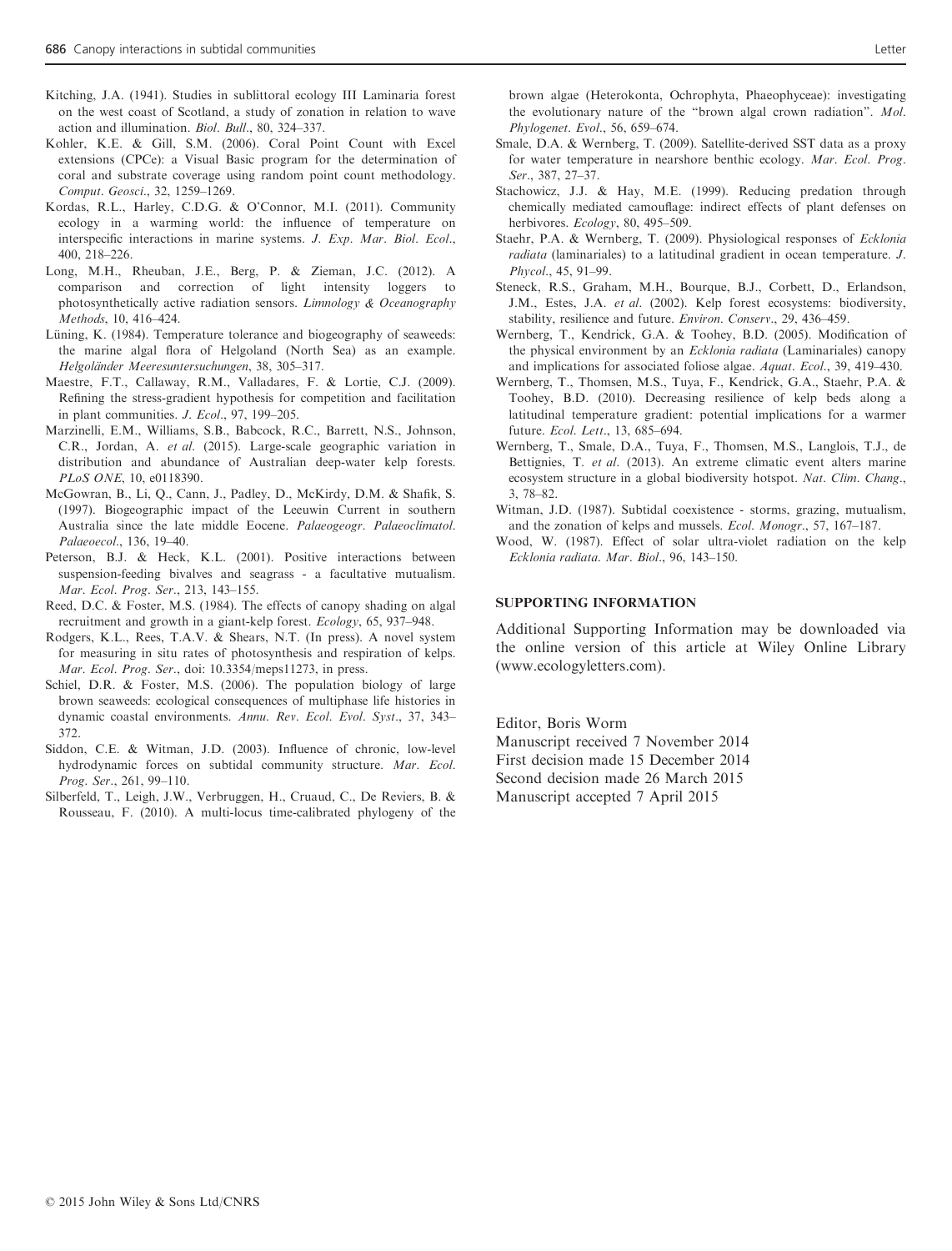Kitching, J.A. (1941). Studies in sublittoral ecology III Laminaria forest on the west coast of Scotland, a study of zonation in relation to wave action and illumination. *Biol. Bull.*, 80, 324–337.

Kohler, K.E. & Gill, S.M. (2006). Coral Point Count with Excel extensions (CPCe): a Visual Basic program for the determination of coral and substrate coverage using random point count methodology. *Comput. Geosci.*, 32, 1259–1269.

Kordas, R.L., Harley, C.D.G. & O'Connor, M.I. (2011). Community ecology in a warming world: the influence of temperature on interspecific interactions in marine systems. *J. Exp. Mar. Biol. Ecol.*, 400, 218–226.

Long, M.H., Rheuban, J.E., Berg, P. & Zieman, J.C. (2012). A comparison and correction of light intensity loggers to photosynthetically active radiation sensors. *Limnology & Oceanography Methods*, 10, 416–424.

Lüning, K. (1984). Temperature tolerance and biogeography of seaweeds: the marine algal flora of Helgoland (North Sea) as an example. *Helgoländer Meeresuntersuchungen*, 38, 305–317.

Maestre, F.T., Callaway, R.M., Valladares, F. & Lortie, C.J. (2009). Refining the stress-gradient hypothesis for competition and facilitation in plant communities. *J. Ecol.*, 97, 199–205.

Marzinelli, E.M., Williams, S.B., Babcock, R.C., Barrett, N.S., Johnson, C.R., Jordan, A. *et al.* (2015). Large-scale geographic variation in distribution and abundance of Australian deep-water kelp forests. *PLoS ONE*, 10, e0118390.

McGowran, B., Li, Q., Cann, J., Padley, D., McKirdy, D.M. & Shafik, S. (1997). Biogeographic impact of the Leeuwin Current in southern Australia since the late middle Eocene. *Palaeogeogr. Palaeoclimatol. Palaeoecol.*, 136, 19–40.

Peterson, B.J. & Heck, K.L. (2001). Positive interactions between suspension-feeding bivalves and seagrass - a facultative mutualism. *Mar. Ecol. Prog. Ser.*, 213, 143–155.

Reed, D.C. & Foster, M.S. (1984). The effects of canopy shading on algal recruitment and growth in a giant-kelp forest. *Ecology*, 65, 937–948.

Rodgers, K.L., Rees, T.A.V. & Shears, N.T. (In press). A novel system for measuring in situ rates of photosynthesis and respiration of kelps. *Mar. Ecol. Prog. Ser.*, doi: 10.3354/meps11273, in press.

Schiel, D.R. & Foster, M.S. (2006). The population biology of large brown seaweeds: ecological consequences of multiphase life histories in dynamic coastal environments. *Annu. Rev. Ecol. Evol. Syst.*, 37, 343–372.

Siddon, C.E. & Witman, J.D. (2003). Influence of chronic, low-level hydrodynamic forces on subtidal community structure. *Mar. Ecol. Prog. Ser.*, 261, 99–110.

Silberfeld, T., Leigh, J.W., Verbruggen, H., Cruaud, C., De Reviers, B. & Rousseau, F. (2010). A multi-locus time-calibrated phylogeny of the brown algae (Heterokonta, Ochrophyta, Phaeophyceae): investigating the evolutionary nature of the "brown algal crown radiation". *Mol. Phylogenet. Evol.*, 56, 659–674.

Smale, D.A. & Wernberg, T. (2009). Satellite-derived SST data as a proxy for water temperature in nearshore benthic ecology. *Mar. Ecol. Prog. Ser.*, 387, 27–37.

Stachowicz, J.J. & Hay, M.E. (1999). Reducing predation through chemically mediated camouflage: indirect effects of plant defenses on herbivores. *Ecology*, 80, 495–509.

Staehr, P.A. & Wernberg, T. (2009). Physiological responses of *Ecklonia radiata* (laminariales) to a latitudinal gradient in ocean temperature. *J. Phycol.*, 45, 91–99.

Steneck, R.S., Graham, M.H., Bourque, B.J., Corbett, D., Erlandson, J.M., Estes, J.A. *et al.* (2002). Kelp forest ecosystems: biodiversity, stability, resilience and future. *Environ. Conserv.*, 29, 436–459.

Wernberg, T., Kendrick, G.A. & Toohey, B.D. (2005). Modification of the physical environment by an *Ecklonia radiata* (Laminariales) canopy and implications for associated foliose algae. *Aquat. Ecol.*, 39, 419–430.

Wernberg, T., Thomsen, M.S., Tuya, F., Kendrick, G.A., Staehr, P.A. & Toohey, B.D. (2010). Decreasing resilience of kelp beds along a latitudinal temperature gradient: potential implications for a warmer future. *Ecol. Lett.*, 13, 685–694.

Wernberg, T., Smale, D.A., Tuya, F., Thomsen, M.S., Langlois, T.J., de Bettignies, T. *et al.* (2013). An extreme climatic event alters marine ecosystem structure in a global biodiversity hotspot. *Nat. Clim. Chang.*, 3, 78–82.

Witman, J.D. (1987). Subtidal coexistence - storms, grazing, mutualism, and the zonation of kelps and mussels. *Ecol. Monogr.*, 57, 167–187.

Wood, W. (1987). Effect of solar ultra-violet radiation on the kelp *Ecklonia radiata*. *Mar. Biol.*, 96, 143–150.

## SUPPORTING INFORMATION

Additional Supporting Information may be downloaded via the online version of this article at Wiley Online Library (www.ecologyletters.com).

Editor, Boris Worm
Manuscript received 7 November 2014
First decision made 15 December 2014
Second decision made 26 March 2015
Manuscript accepted 7 April 2015